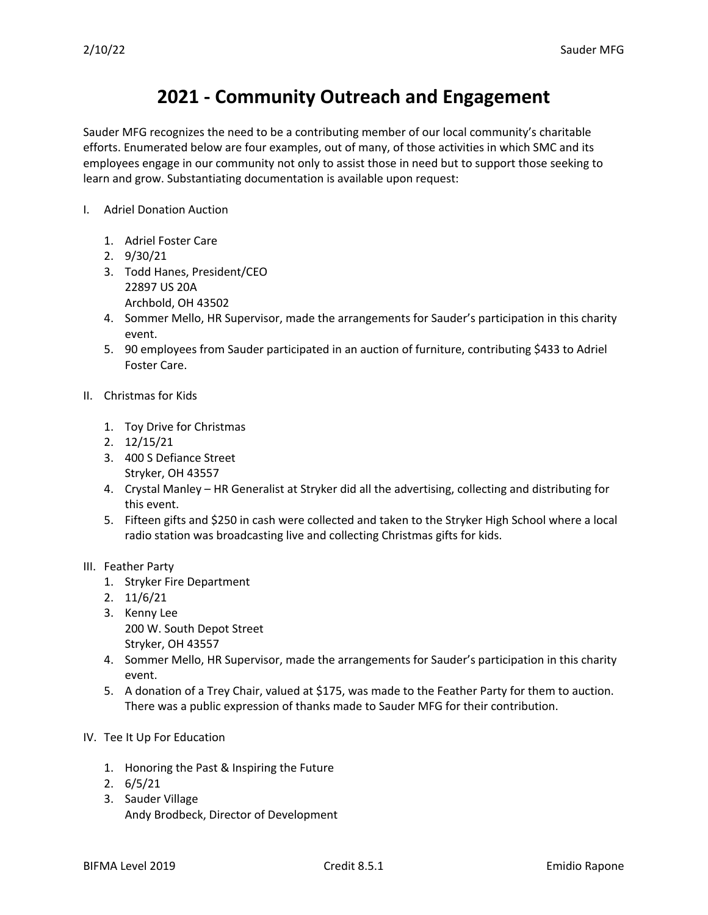# 2021 - Community Outreach and Engagement

Sauder MFG recognizes the need to be a contributing member of our local community's charitable efforts. Enumerated below are four examples, out of many, of those activities in which SMC and its employees engage in our community not only to assist those in need but to support those seeking to learn and grow. Substantiating documentation is available upon request:

I. Adriel Donation Auction

   1. Adriel Foster Care
   2. 9/30/21
   3. Todd Hanes, President/CEO
      22897 US 20A
      Archbold, OH 43502
   4. Sommer Mello, HR Supervisor, made the arrangements for Sauder's participation in this charity event.
   5. 90 employees from Sauder participated in an auction of furniture, contributing $433 to Adriel Foster Care.

II. Christmas for Kids

   1. Toy Drive for Christmas
   2. 12/15/21
   3. 400 S Defiance Street
      Stryker, OH 43557
   4. Crystal Manley – HR Generalist at Stryker did all the advertising, collecting and distributing for this event.
   5. Fifteen gifts and $250 in cash were collected and taken to the Stryker High School where a local radio station was broadcasting live and collecting Christmas gifts for kids.

III. Feather Party

   1. Stryker Fire Department
   2. 11/6/21
   3. Kenny Lee
      200 W. South Depot Street
      Stryker, OH 43557
   4. Sommer Mello, HR Supervisor, made the arrangements for Sauder's participation in this charity event.
   5. A donation of a Trey Chair, valued at $175, was made to the Feather Party for them to auction. There was a public expression of thanks made to Sauder MFG for their contribution.

IV. Tee It Up For Education

   1. Honoring the Past & Inspiring the Future
   2. 6/5/21
   3. Sauder Village
      Andy Brodbeck, Director of Development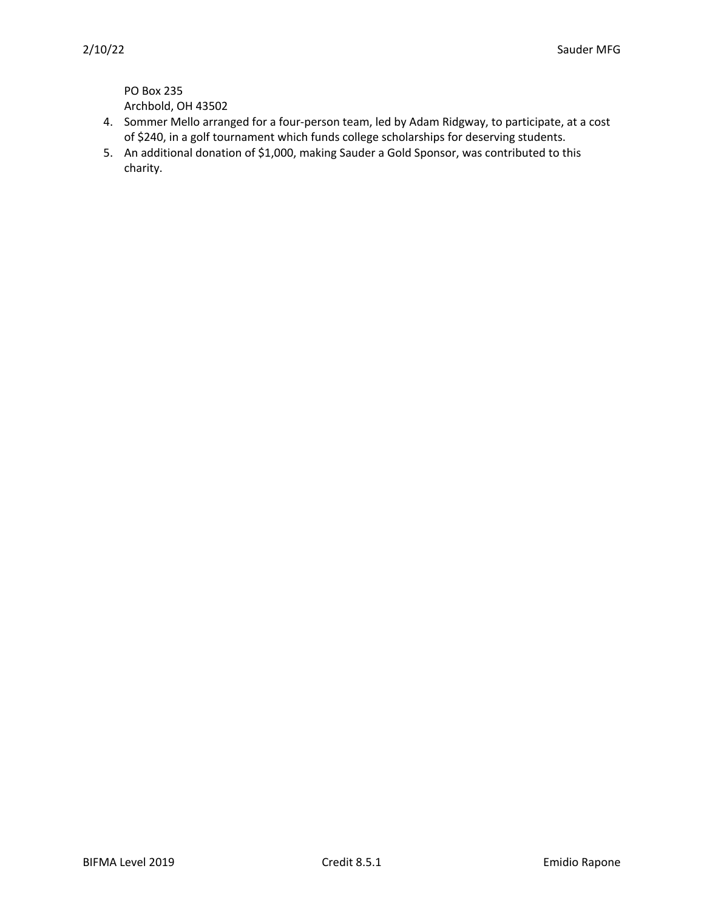PO Box 235
Archbold, OH 43502

4. Sommer Mello arranged for a four-person team, led by Adam Ridgway, to participate, at a cost of $240, in a golf tournament which funds college scholarships for deserving students.
5. An additional donation of $1,000, making Sauder a Gold Sponsor, was contributed to this charity.